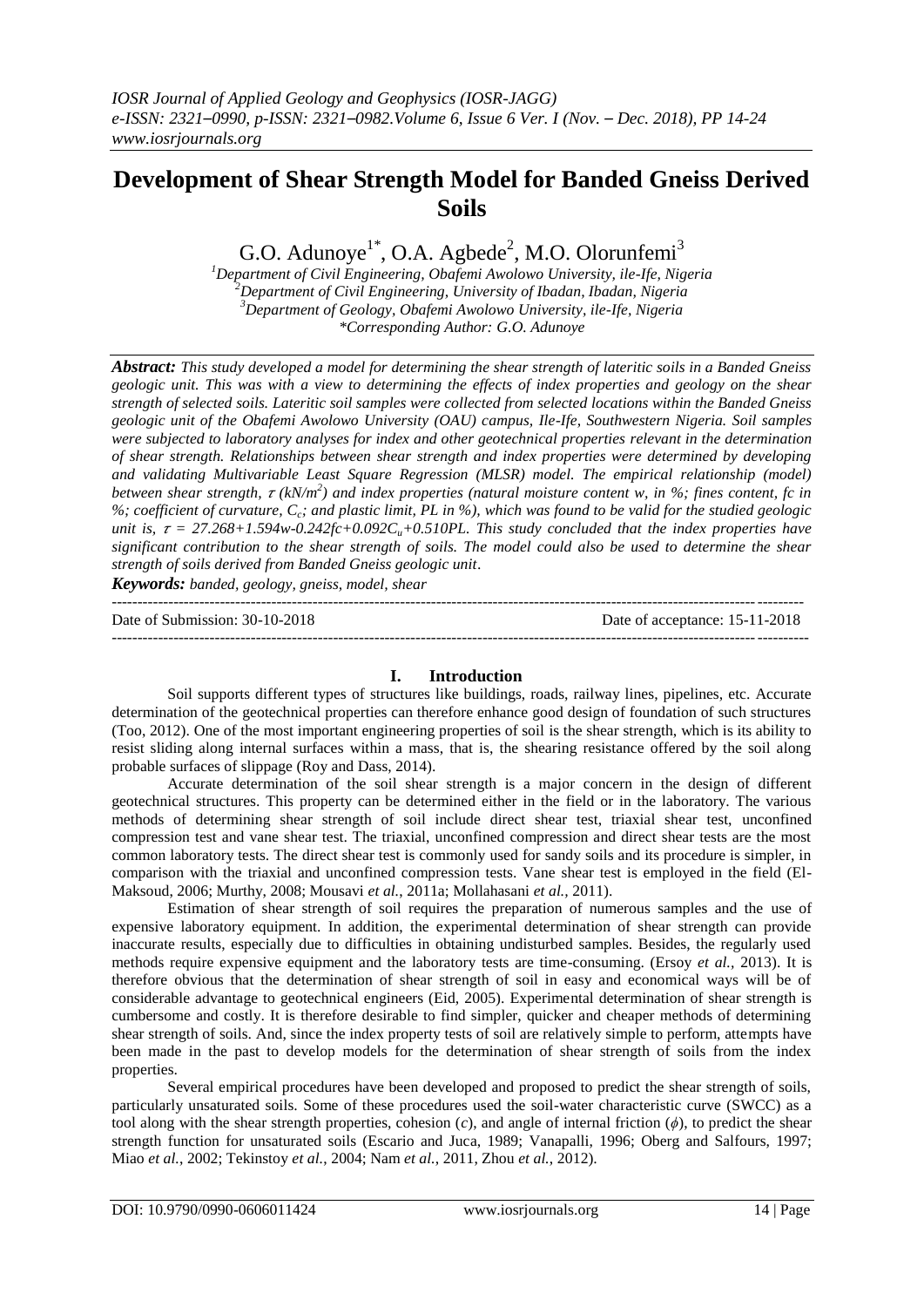# Development of Shear Strength Model for Banded Gneiss Derived Soils

G.O. Adunoye[1*], O.A. Agbede[2], M.O. Olorunfemi[3]

[1]Department of Civil Engineering, Obafemi Awolowo University, ile-Ife, Nigeria
[2]Department of Civil Engineering, University of Ibadan, Ibadan, Nigeria
[3]Department of Geology, Obafemi Awolowo University, ile-Ife, Nigeria
*Corresponding Author: G.O. Adunoye

***Abstract:*** *This study developed a model for determining the shear strength of lateritic soils in a Banded Gneiss geologic unit. This was with a view to determining the effects of index properties and geology on the shear strength of selected soils. Lateritic soil samples were collected from selected locations within the Banded Gneiss geologic unit of the Obafemi Awolowo University (OAU) campus, Ile-Ife, Southwestern Nigeria. Soil samples were subjected to laboratory analyses for index and other geotechnical properties relevant in the determination of shear strength. Relationships between shear strength and index properties were determined by developing and validating Multivariable Least Square Regression (MLSR) model. The empirical relationship (model) between shear strength, $\tau$ ($kN/m^2$) and index properties (natural moisture content w, in %; fines content, fc in %; coefficient of curvature, $C_c$; and plastic limit, PL in %), which was found to be valid for the studied geologic unit is, $\tau = 27.268+1.594w-0.242fc+0.092C_u+0.510PL$. This study concluded that the index properties have significant contribution to the shear strength of soils. The model could also be used to determine the shear strength of soils derived from Banded Gneiss geologic unit.*

***Keywords:*** *banded, geology, gneiss, model, shear*

---

Date of Submission: 30-10-2018 | Date of acceptance: 15-11-2018

---

## I. Introduction

Soil supports different types of structures like buildings, roads, railway lines, pipelines, etc. Accurate determination of the geotechnical properties can therefore enhance good design of foundation of such structures (Too, 2012). One of the most important engineering properties of soil is the shear strength, which is its ability to resist sliding along internal surfaces within a mass, that is, the shearing resistance offered by the soil along probable surfaces of slippage (Roy and Dass, 2014).

Accurate determination of the soil shear strength is a major concern in the design of different geotechnical structures. This property can be determined either in the field or in the laboratory. The various methods of determining shear strength of soil include direct shear test, triaxial shear test, unconfined compression test and vane shear test. The triaxial, unconfined compression and direct shear tests are the most common laboratory tests. The direct shear test is commonly used for sandy soils and its procedure is simpler, in comparison with the triaxial and unconfined compression tests. Vane shear test is employed in the field (El-Maksoud, 2006; Murthy, 2008; Mousavi *et al.*, 2011a; Mollahasani *et al.*, 2011).

Estimation of shear strength of soil requires the preparation of numerous samples and the use of expensive laboratory equipment. In addition, the experimental determination of shear strength can provide inaccurate results, especially due to difficulties in obtaining undisturbed samples. Besides, the regularly used methods require expensive equipment and the laboratory tests are time-consuming. (Ersoy *et al.*, 2013). It is therefore obvious that the determination of shear strength of soil in easy and economical ways will be of considerable advantage to geotechnical engineers (Eid, 2005). Experimental determination of shear strength is cumbersome and costly. It is therefore desirable to find simpler, quicker and cheaper methods of determining shear strength of soils. And, since the index property tests of soil are relatively simple to perform, attempts have been made in the past to develop models for the determination of shear strength of soils from the index properties.

Several empirical procedures have been developed and proposed to predict the shear strength of soils, particularly unsaturated soils. Some of these procedures used the soil-water characteristic curve (SWCC) as a tool along with the shear strength properties, cohesion ($c$), and angle of internal friction ($\phi$), to predict the shear strength function for unsaturated soils (Escario and Juca, 1989; Vanapalli, 1996; Oberg and Salfours, 1997; Miao *et al.*, 2002; Tekinstoy *et al.*, 2004; Nam *et al.*, 2011, Zhou *et al.*, 2012).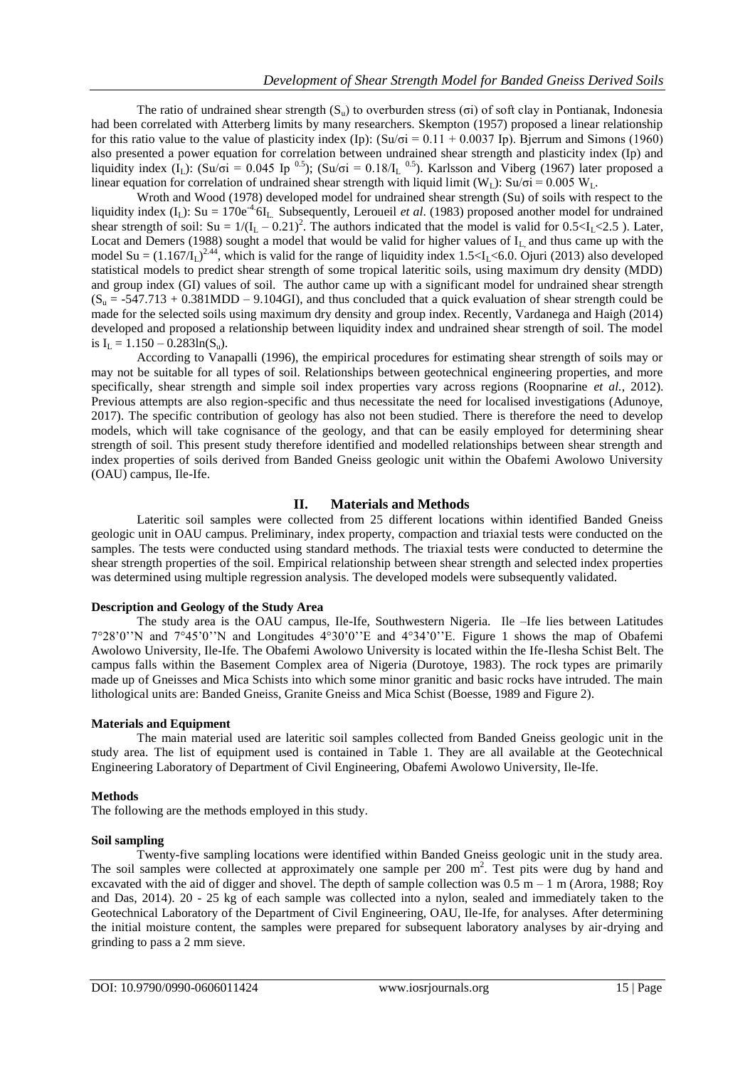The ratio of undrained shear strength ($S_u$) to overburden stress ($\sigma i$) of soft clay in Pontianak, Indonesia had been correlated with Atterberg limits by many researchers. Skempton (1957) proposed a linear relationship for this ratio value to the value of plasticity index (Ip): ($Su/\sigma i = 0.11 + 0.0037$ Ip). Bjerrum and Simons (1960) also presented a power equation for correlation between undrained shear strength and plasticity index (Ip) and liquidity index ($I_L$): ($Su/\sigma i = 0.045\ Ip^{0.5}$); ($Su/\sigma i = 0.18/I_L^{0.5}$). Karlsson and Viberg (1967) later proposed a linear equation for correlation of undrained shear strength with liquid limit ($W_L$): $Su/\sigma i = 0.005\ W_L$.

Wroth and Wood (1978) developed model for undrained shear strength (Su) of soils with respect to the liquidity index ($I_L$): $Su = 170e^{-4.6I_L}$. Subsequently, Leroueil *et al*. (1983) proposed another model for undrained shear strength of soil: $Su = 1/(I_L - 0.21)^2$. The authors indicated that the model is valid for $0.5<I_L<2.5$ ). Later, Locat and Demers (1988) sought a model that would be valid for higher values of $I_L$ and thus came up with the model $Su = (1.167/I_L)^{2.44}$, which is valid for the range of liquidity index $1.5<I_L<6.0$. Ojuri (2013) also developed statistical models to predict shear strength of some tropical lateritic soils, using maximum dry density (MDD) and group index (GI) values of soil. The author came up with a significant model for undrained shear strength ($S_u = -547.713 + 0.381MDD - 9.104GI$), and thus concluded that a quick evaluation of shear strength could be made for the selected soils using maximum dry density and group index. Recently, Vardanega and Haigh (2014) developed and proposed a relationship between liquidity index and undrained shear strength of soil. The model is $I_L = 1.150 - 0.283\ln(S_u)$.

According to Vanapalli (1996), the empirical procedures for estimating shear strength of soils may or may not be suitable for all types of soil. Relationships between geotechnical engineering properties, and more specifically, shear strength and simple soil index properties vary across regions (Roopnarine *et al.*, 2012). Previous attempts are also region-specific and thus necessitate the need for localised investigations (Adunoye, 2017). The specific contribution of geology has also not been studied. There is therefore the need to develop models, which will take cognisance of the geology, and that can be easily employed for determining shear strength of soil. This present study therefore identified and modelled relationships between shear strength and index properties of soils derived from Banded Gneiss geologic unit within the Obafemi Awolowo University (OAU) campus, Ile-Ife.

## II. Materials and Methods

Lateritic soil samples were collected from 25 different locations within identified Banded Gneiss geologic unit in OAU campus. Preliminary, index property, compaction and triaxial tests were conducted on the samples. The tests were conducted using standard methods. The triaxial tests were conducted to determine the shear strength properties of the soil. Empirical relationship between shear strength and selected index properties was determined using multiple regression analysis. The developed models were subsequently validated.

### Description and Geology of the Study Area

The study area is the OAU campus, Ile-Ife, Southwestern Nigeria. Ile –Ife lies between Latitudes 7°28'0''N and 7°45'0''N and Longitudes 4°30'0''E and 4°34'0''E. Figure 1 shows the map of Obafemi Awolowo University, Ile-Ife. The Obafemi Awolowo University is located within the Ife-Ilesha Schist Belt. The campus falls within the Basement Complex area of Nigeria (Durotoye, 1983). The rock types are primarily made up of Gneisses and Mica Schists into which some minor granitic and basic rocks have intruded. The main lithological units are: Banded Gneiss, Granite Gneiss and Mica Schist (Boesse, 1989 and Figure 2).

### Materials and Equipment

The main material used are lateritic soil samples collected from Banded Gneiss geologic unit in the study area. The list of equipment used is contained in Table 1. They are all available at the Geotechnical Engineering Laboratory of Department of Civil Engineering, Obafemi Awolowo University, Ile-Ife.

### Methods

The following are the methods employed in this study.

### Soil sampling

Twenty-five sampling locations were identified within Banded Gneiss geologic unit in the study area. The soil samples were collected at approximately one sample per 200 $m^2$. Test pits were dug by hand and excavated with the aid of digger and shovel. The depth of sample collection was 0.5 m – 1 m (Arora, 1988; Roy and Das, 2014). 20 - 25 kg of each sample was collected into a nylon, sealed and immediately taken to the Geotechnical Laboratory of the Department of Civil Engineering, OAU, Ile-Ife, for analyses. After determining the initial moisture content, the samples were prepared for subsequent laboratory analyses by air-drying and grinding to pass a 2 mm sieve.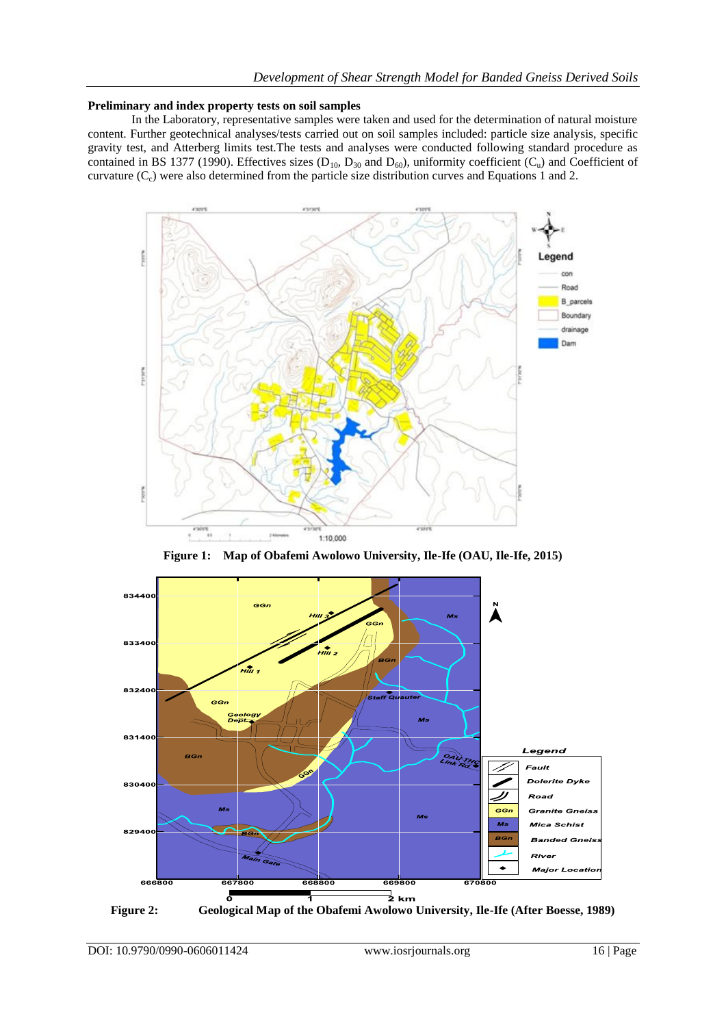### Preliminary and index property tests on soil samples

In the Laboratory, representative samples were taken and used for the determination of natural moisture content. Further geotechnical analyses/tests carried out on soil samples included: particle size analysis, specific gravity test, and Atterberg limits test.The tests and analyses were conducted following standard procedure as contained in BS 1377 (1990). Effectives sizes ($D_{10}$, $D_{30}$ and $D_{60}$), uniformity coefficient ($C_u$) and Coefficient of curvature ($C_c$) were also determined from the particle size distribution curves and Equations 1 and 2.

**Figure 1: Map of Obafemi Awolowo University, Ile-Ife (OAU, Ile-Ife, 2015)**

**Figure 2: Geological Map of the Obafemi Awolowo University, Ile-Ife (After Boesse, 1989)**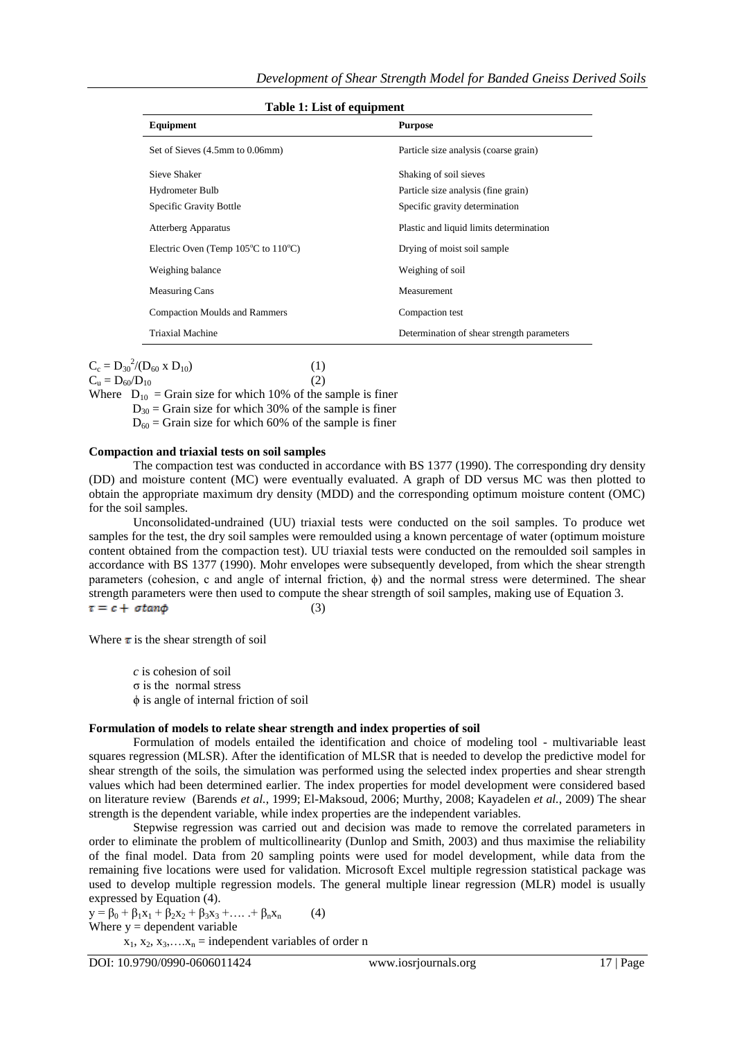**Table 1: List of equipment**

| Equipment | Purpose |
|---|---|
| Set of Sieves (4.5mm to 0.06mm) | Particle size analysis (coarse grain) |
| Sieve Shaker | Shaking of soil sieves |
| Hydrometer Bulb | Particle size analysis (fine grain) |
| Specific Gravity Bottle | Specific gravity determination |
| Atterberg Apparatus | Plastic and liquid limits determination |
| Electric Oven (Temp 105°C to 110°C) | Drying of moist soil sample |
| Weighing balance | Weighing of soil |
| Measuring Cans | Measurement |
| Compaction Moulds and Rammers | Compaction test |
| Triaxial Machine | Determination of shear strength parameters |

$$C_c = D_{30}^2/(D_{60} \times D_{10}) \quad (1)$$

$$C_u = D_{60}/D_{10} \quad (2)$$

Where $D_{10}$ = Grain size for which 10% of the sample is finer
$D_{30}$ = Grain size for which 30% of the sample is finer
$D_{60}$ = Grain size for which 60% of the sample is finer

**Compaction and triaxial tests on soil samples**

The compaction test was conducted in accordance with BS 1377 (1990). The corresponding dry density (DD) and moisture content (MC) were eventually evaluated. A graph of DD versus MC was then plotted to obtain the appropriate maximum dry density (MDD) and the corresponding optimum moisture content (OMC) for the soil samples.

Unconsolidated-undrained (UU) triaxial tests were conducted on the soil samples. To produce wet samples for the test, the dry soil samples were remoulded using a known percentage of water (optimum moisture content obtained from the compaction test). UU triaxial tests were conducted on the remoulded soil samples in accordance with BS 1377 (1990). Mohr envelopes were subsequently developed, from which the shear strength parameters (cohesion, c and angle of internal friction, $\phi$) and the normal stress were determined. The shear strength parameters were then used to compute the shear strength of soil samples, making use of Equation 3.

$$\tau = c + \sigma \tan\phi \quad (3)$$

Where $\tau$ is the shear strength of soil

$c$ is cohesion of soil
$\sigma$ is the normal stress
$\phi$ is angle of internal friction of soil

**Formulation of models to relate shear strength and index properties of soil**

Formulation of models entailed the identification and choice of modeling tool - multivariable least squares regression (MLSR). After the identification of MLSR that is needed to develop the predictive model for shear strength of the soils, the simulation was performed using the selected index properties and shear strength values which had been determined earlier. The index properties for model development were considered based on literature review (Barends *et al.*, 1999; El-Maksoud, 2006; Murthy, 2008; Kayadelen *et al.*, 2009) The shear strength is the dependent variable, while index properties are the independent variables.

Stepwise regression was carried out and decision was made to remove the correlated parameters in order to eliminate the problem of multicollinearity (Dunlop and Smith, 2003) and thus maximise the reliability of the final model. Data from 20 sampling points were used for model development, while data from the remaining five locations were used for validation. Microsoft Excel multiple regression statistical package was used to develop multiple regression models. The general multiple linear regression (MLR) model is usually expressed by Equation (4).

$$y = \beta_0 + \beta_1 x_1 + \beta_2 x_2 + \beta_3 x_3 + \ldots + \beta_n x_n \quad (4)$$

Where $y$ = dependent variable
$x_1, x_2, x_3, \ldots x_n$ = independent variables of order n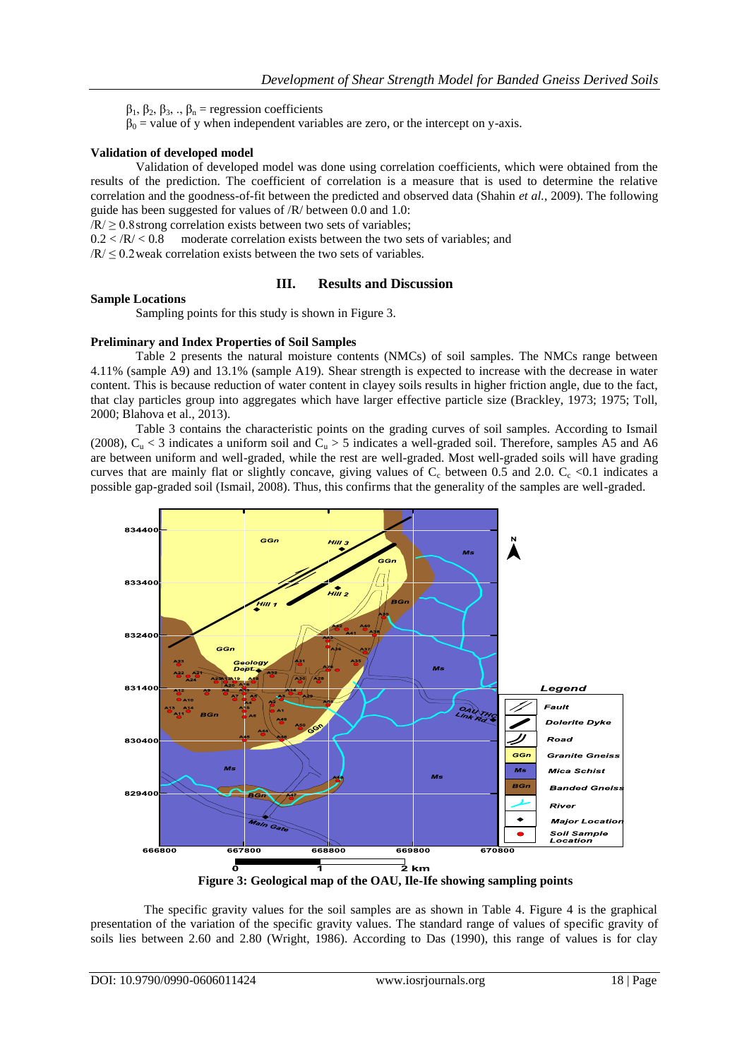$\beta_1, \beta_2, \beta_3, .., \beta_n$ = regression coefficients

$\beta_0$ = value of y when independent variables are zero, or the intercept on y-axis.

**Validation of developed model**

Validation of developed model was done using correlation coefficients, which were obtained from the results of the prediction. The coefficient of correlation is a measure that is used to determine the relative correlation and the goodness-of-fit between the predicted and observed data (Shahin *et al.*, 2009). The following guide has been suggested for values of /R/ between 0.0 and 1.0:

$/R/ \geq 0.8$ strong correlation exists between two sets of variables;

$0.2 < /R/ < 0.8$ moderate correlation exists between the two sets of variables; and

$/R/ \leq 0.2$ weak correlation exists between the two sets of variables.

## III. Results and Discussion

**Sample Locations**

Sampling points for this study is shown in Figure 3.

**Preliminary and Index Properties of Soil Samples**

Table 2 presents the natural moisture contents (NMCs) of soil samples. The NMCs range between 4.11% (sample A9) and 13.1% (sample A19). Shear strength is expected to increase with the decrease in water content. This is because reduction of water content in clayey soils results in higher friction angle, due to the fact, that clay particles group into aggregates which have larger effective particle size (Brackley, 1973; 1975; Toll, 2000; Blahova et al., 2013).

Table 3 contains the characteristic points on the grading curves of soil samples. According to Ismail (2008), $C_u < 3$ indicates a uniform soil and $C_u > 5$ indicates a well-graded soil. Therefore, samples A5 and A6 are between uniform and well-graded, while the rest are well-graded. Most well-graded soils will have grading curves that are mainly flat or slightly concave, giving values of $C_c$ between 0.5 and 2.0. $C_c < 0.1$ indicates a possible gap-graded soil (Ismail, 2008). Thus, this confirms that the generality of the samples are well-graded.

**Figure 3: Geological map of the OAU, Ile-Ife showing sampling points**

The specific gravity values for the soil samples are as shown in Table 4. Figure 4 is the graphical presentation of the variation of the specific gravity values. The standard range of values of specific gravity of soils lies between 2.60 and 2.80 (Wright, 1986). According to Das (1990), this range of values is for clay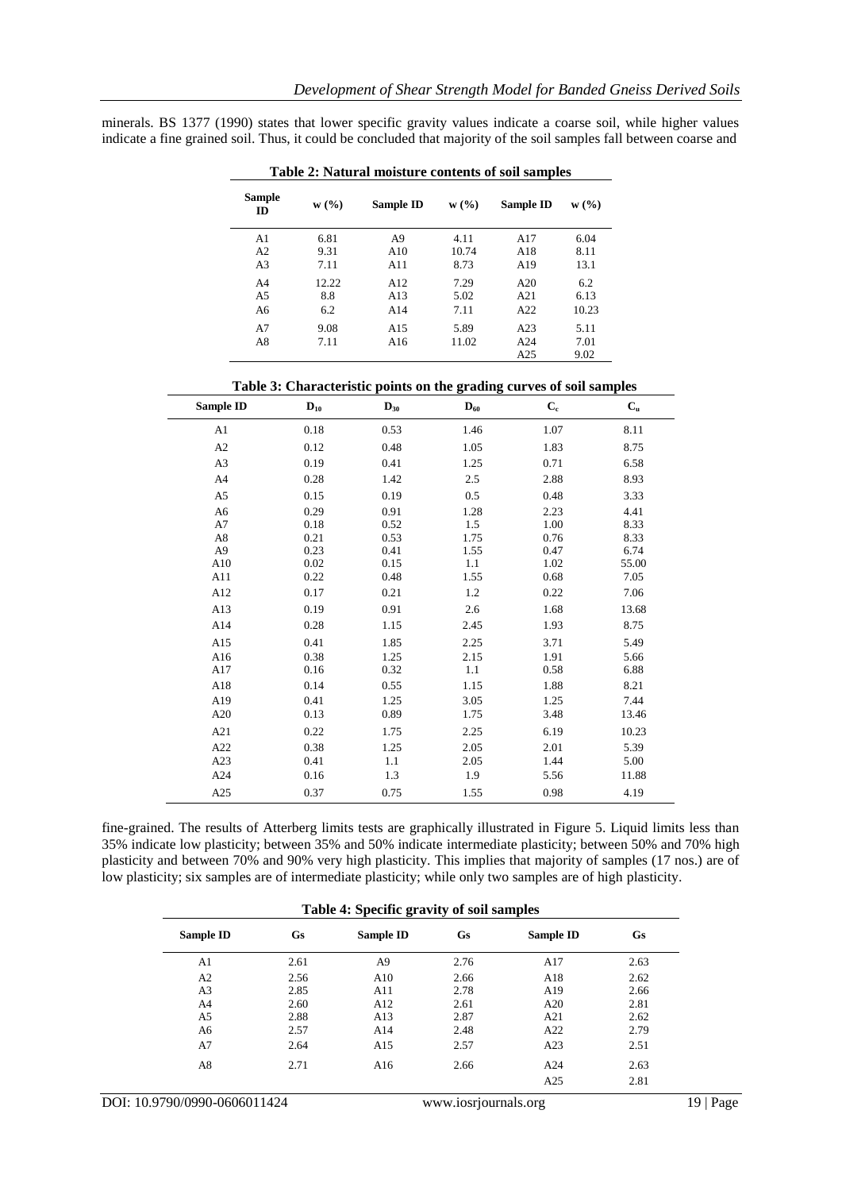minerals. BS 1377 (1990) states that lower specific gravity values indicate a coarse soil, while higher values indicate a fine grained soil. Thus, it could be concluded that majority of the soil samples fall between coarse and

**Table 2: Natural moisture contents of soil samples**

| Sample ID | w (%) | Sample ID | w (%) | Sample ID | w (%) |
|---|---|---|---|---|---|
| A1 | 6.81 | A9 | 4.11 | A17 | 6.04 |
| A2 | 9.31 | A10 | 10.74 | A18 | 8.11 |
| A3 | 7.11 | A11 | 8.73 | A19 | 13.1 |
| A4 | 12.22 | A12 | 7.29 | A20 | 6.2 |
| A5 | 8.8 | A13 | 5.02 | A21 | 6.13 |
| A6 | 6.2 | A14 | 7.11 | A22 | 10.23 |
| A7 | 9.08 | A15 | 5.89 | A23 | 5.11 |
| A8 | 7.11 | A16 | 11.02 | A24 | 7.01 |
| | | | | A25 | 9.02 |

**Table 3: Characteristic points on the grading curves of soil samples**

| Sample ID | $D_{10}$ | $D_{30}$ | $D_{60}$ | $C_c$ | $C_u$ |
|---|---|---|---|---|---|
| A1 | 0.18 | 0.53 | 1.46 | 1.07 | 8.11 |
| A2 | 0.12 | 0.48 | 1.05 | 1.83 | 8.75 |
| A3 | 0.19 | 0.41 | 1.25 | 0.71 | 6.58 |
| A4 | 0.28 | 1.42 | 2.5 | 2.88 | 8.93 |
| A5 | 0.15 | 0.19 | 0.5 | 0.48 | 3.33 |
| A6 | 0.29 | 0.91 | 1.28 | 2.23 | 4.41 |
| A7 | 0.18 | 0.52 | 1.5 | 1.00 | 8.33 |
| A8 | 0.21 | 0.53 | 1.75 | 0.76 | 8.33 |
| A9 | 0.23 | 0.41 | 1.55 | 0.47 | 6.74 |
| A10 | 0.02 | 0.15 | 1.1 | 1.02 | 55.00 |
| A11 | 0.22 | 0.48 | 1.55 | 0.68 | 7.05 |
| A12 | 0.17 | 0.21 | 1.2 | 0.22 | 7.06 |
| A13 | 0.19 | 0.91 | 2.6 | 1.68 | 13.68 |
| A14 | 0.28 | 1.15 | 2.45 | 1.93 | 8.75 |
| A15 | 0.41 | 1.85 | 2.25 | 3.71 | 5.49 |
| A16 | 0.38 | 1.25 | 2.15 | 1.91 | 5.66 |
| A17 | 0.16 | 0.32 | 1.1 | 0.58 | 6.88 |
| A18 | 0.14 | 0.55 | 1.15 | 1.88 | 8.21 |
| A19 | 0.41 | 1.25 | 3.05 | 1.25 | 7.44 |
| A20 | 0.13 | 0.89 | 1.75 | 3.48 | 13.46 |
| A21 | 0.22 | 1.75 | 2.25 | 6.19 | 10.23 |
| A22 | 0.38 | 1.25 | 2.05 | 2.01 | 5.39 |
| A23 | 0.41 | 1.1 | 2.05 | 1.44 | 5.00 |
| A24 | 0.16 | 1.3 | 1.9 | 5.56 | 11.88 |
| A25 | 0.37 | 0.75 | 1.55 | 0.98 | 4.19 |

fine-grained. The results of Atterberg limits tests are graphically illustrated in Figure 5. Liquid limits less than 35% indicate low plasticity; between 35% and 50% indicate intermediate plasticity; between 50% and 70% high plasticity and between 70% and 90% very high plasticity. This implies that majority of samples (17 nos.) are of low plasticity; six samples are of intermediate plasticity; while only two samples are of high plasticity.

**Table 4: Specific gravity of soil samples**

| Sample ID | Gs | Sample ID | Gs | Sample ID | Gs |
|---|---|---|---|---|---|
| A1 | 2.61 | A9 | 2.76 | A17 | 2.63 |
| A2 | 2.56 | A10 | 2.66 | A18 | 2.62 |
| A3 | 2.85 | A11 | 2.78 | A19 | 2.66 |
| A4 | 2.60 | A12 | 2.61 | A20 | 2.81 |
| A5 | 2.88 | A13 | 2.87 | A21 | 2.62 |
| A6 | 2.57 | A14 | 2.48 | A22 | 2.79 |
| A7 | 2.64 | A15 | 2.57 | A23 | 2.51 |
| A8 | 2.71 | A16 | 2.66 | A24 | 2.63 |
| | | | | A25 | 2.81 |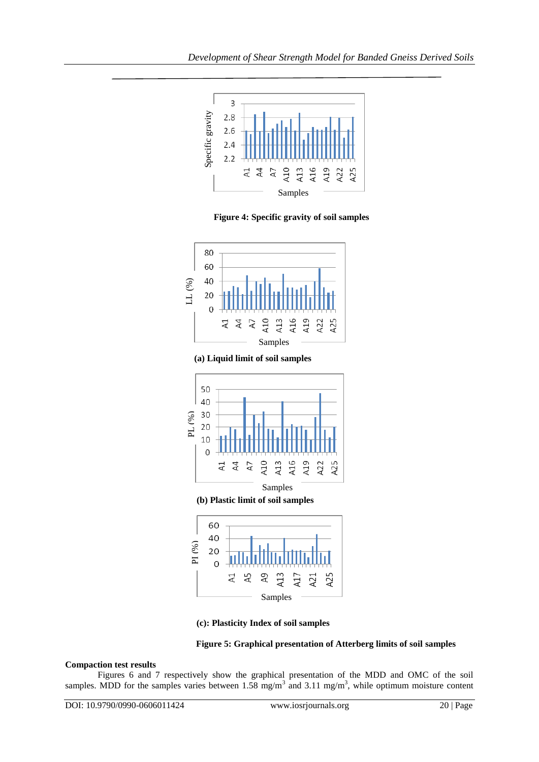Figure 4: Specific gravity of soil samples

(a) Liquid limit of soil samples

(b) Plastic limit of soil samples

(c): Plasticity Index of soil samples

**Figure 5: Graphical presentation of Atterberg limits of soil samples**

**Compaction test results**

Figures 6 and 7 respectively show the graphical presentation of the MDD and OMC of the soil samples. MDD for the samples varies between 1.58 mg/m$^3$ and 3.11 mg/m$^3$, while optimum moisture content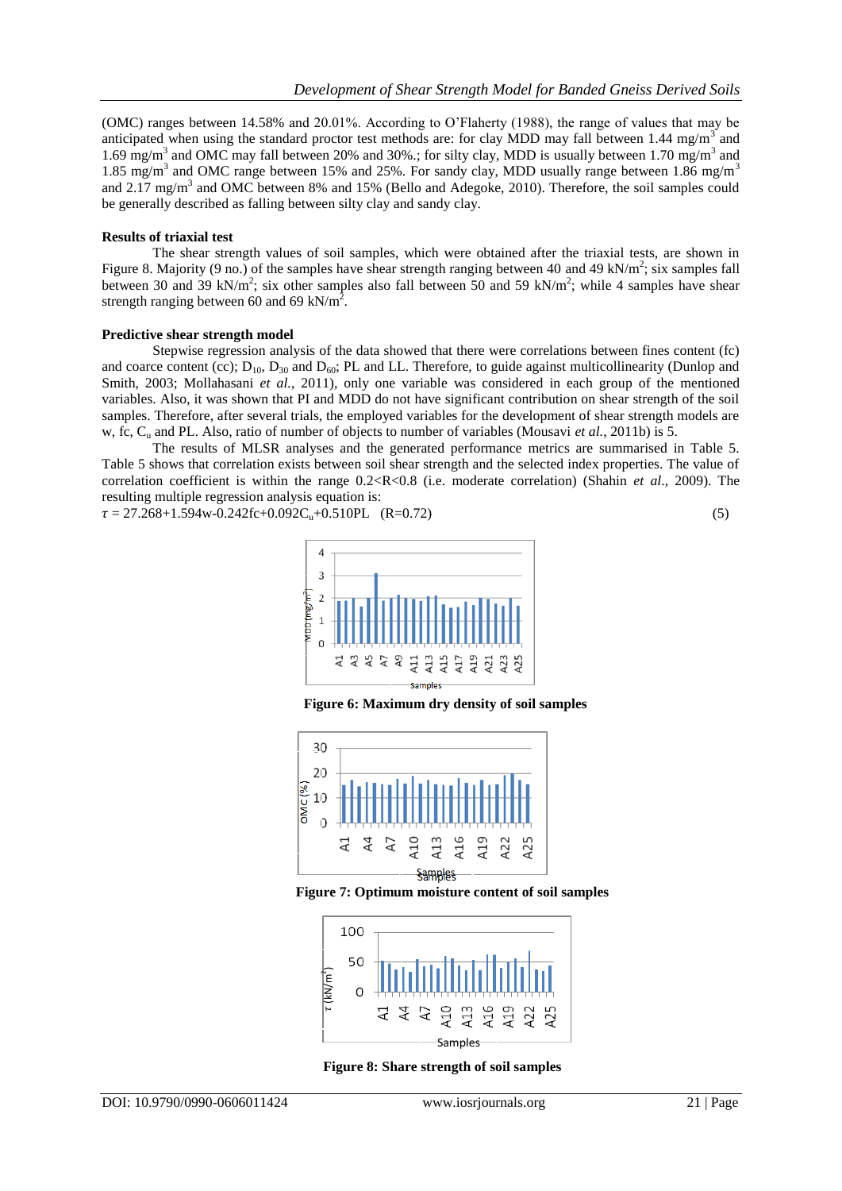(OMC) ranges between 14.58% and 20.01%. According to O'Flaherty (1988), the range of values that may be anticipated when using the standard proctor test methods are: for clay MDD may fall between 1.44 mg/m$^3$ and 1.69 mg/m$^3$ and OMC may fall between 20% and 30%.; for silty clay, MDD is usually between 1.70 mg/m$^3$ and 1.85 mg/m$^3$ and OMC range between 15% and 25%. For sandy clay, MDD usually range between 1.86 mg/m$^3$ and 2.17 mg/m$^3$ and OMC between 8% and 15% (Bello and Adegoke, 2010). Therefore, the soil samples could be generally described as falling between silty clay and sandy clay.

**Results of triaxial test**

The shear strength values of soil samples, which were obtained after the triaxial tests, are shown in Figure 8. Majority (9 no.) of the samples have shear strength ranging between 40 and 49 kN/m$^2$; six samples fall between 30 and 39 kN/m$^2$; six other samples also fall between 50 and 59 kN/m$^2$; while 4 samples have shear strength ranging between 60 and 69 kN/m$^2$.

**Predictive shear strength model**

Stepwise regression analysis of the data showed that there were correlations between fines content (fc) and coarce content (cc); $D_{10}$, $D_{30}$ and $D_{60}$; PL and LL. Therefore, to guide against multicollinearity (Dunlop and Smith, 2003; Mollahasani *et al.*, 2011), only one variable was considered in each group of the mentioned variables. Also, it was shown that PI and MDD do not have significant contribution on shear strength of the soil samples. Therefore, after several trials, the employed variables for the development of shear strength models are w, fc, $C_u$ and PL. Also, ratio of number of objects to number of variables (Mousavi *et al.*, 2011b) is 5.

The results of MLSR analyses and the generated performance metrics are summarised in Table 5. Table 5 shows that correlation exists between soil shear strength and the selected index properties. The value of correlation coefficient is within the range 0.2<R<0.8 (i.e. moderate correlation) (Shahin *et al*., 2009). The resulting multiple regression analysis equation is:

$$\tau = 27.268+1.594w-0.242fc+0.092C_u+0.510PL \quad (R=0.72) \tag{5}$$

**Figure 6: Maximum dry density of soil samples**

**Figure 7: Optimum moisture content of soil samples**

**Figure 8: Share strength of soil samples**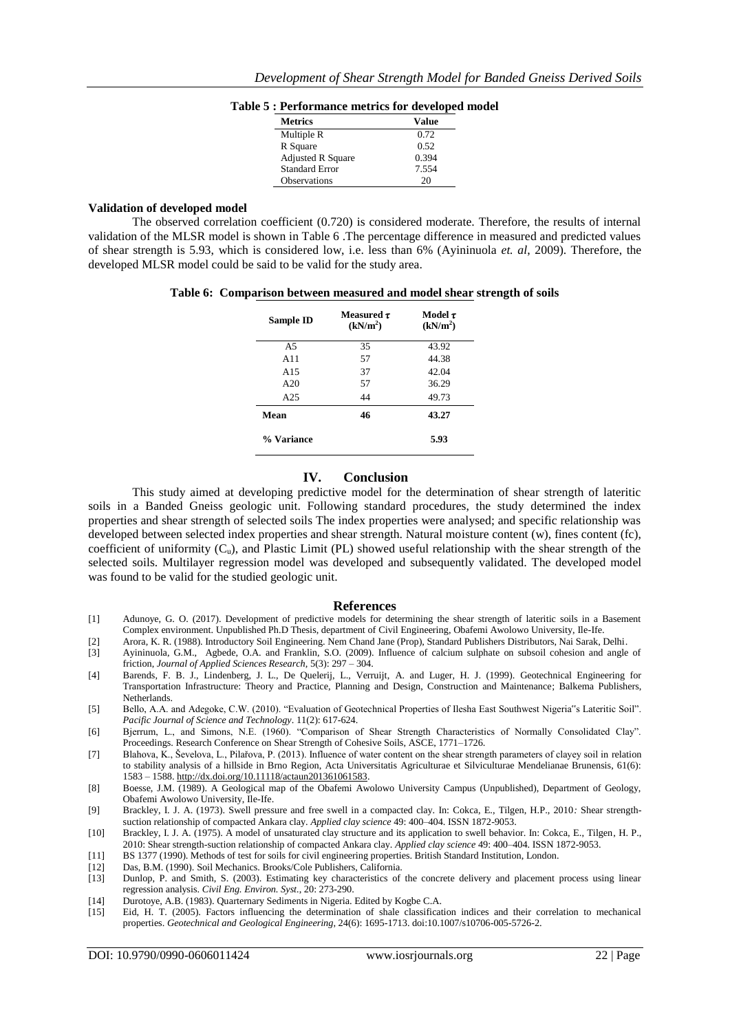**Table 5 : Performance metrics for developed model**

| Metrics | Value |
|---|---|
| Multiple R | 0.72 |
| R Square | 0.52 |
| Adjusted R Square | 0.394 |
| Standard Error | 7.554 |
| Observations | 20 |

**Validation of developed model**

The observed correlation coefficient (0.720) is considered moderate. Therefore, the results of internal validation of the MLSR model is shown in Table 6 .The percentage difference in measured and predicted values of shear strength is 5.93, which is considered low, i.e. less than 6% (Ayininuola *et. al*, 2009). Therefore, the developed MLSR model could be said to be valid for the study area.

**Table 6: Comparison between measured and model shear strength of soils**

| Sample ID | Measured $\tau$ ($kN/m^2$) | Model $\tau$ ($kN/m^2$) |
|---|---|---|
| A5 | 35 | 43.92 |
| A11 | 57 | 44.38 |
| A15 | 37 | 42.04 |
| A20 | 57 | 36.29 |
| A25 | 44 | 49.73 |
| **Mean** | **46** | **43.27** |
| **% Variance** | | **5.93** |

## IV. Conclusion

This study aimed at developing predictive model for the determination of shear strength of lateritic soils in a Banded Gneiss geologic unit. Following standard procedures, the study determined the index properties and shear strength of selected soils The index properties were analysed; and specific relationship was developed between selected index properties and shear strength. Natural moisture content (w), fines content (fc), coefficient of uniformity ($C_u$), and Plastic Limit (PL) showed useful relationship with the shear strength of the selected soils. Multilayer regression model was developed and subsequently validated. The developed model was found to be valid for the studied geologic unit.

## References

[1] Adunoye, G. O. (2017). Development of predictive models for determining the shear strength of lateritic soils in a Basement Complex environment. Unpublished Ph.D Thesis, department of Civil Engineering, Obafemi Awolowo University, Ile-Ife.

[2] Arora, K. R. (1988). Introductory Soil Engineering. Nem Chand Jane (Prop), Standard Publishers Distributors, Nai Sarak, Delhi.

[3] Ayininuola, G.M., Agbede, O.A. and Franklin, S.O. (2009). Influence of calcium sulphate on subsoil cohesion and angle of friction, *Journal of Applied Sciences Research*, 5(3): 297 – 304.

[4] Barends, F. B. J., Lindenberg, J. L., De Quelerij, L., Verruijt, A. and Luger, H. J. (1999). Geotechnical Engineering for Transportation Infrastructure: Theory and Practice, Planning and Design, Construction and Maintenance; Balkema Publishers, Netherlands.

[5] Bello, A.A. and Adegoke, C.W. (2010). "Evaluation of Geotechnical Properties of Ilesha East Southwest Nigeria"s Lateritic Soil". *Pacific Journal of Science and Technology*. 11(2): 617-624.

[6] Bjerrum, L., and Simons, N.E. (1960). "Comparison of Shear Strength Characteristics of Normally Consolidated Clay". Proceedings. Research Conference on Shear Strength of Cohesive Soils, ASCE, 1771–1726.

[7] Blahova, K., Ševelova, L., Pilařova, P. (2013). Influence of water content on the shear strength parameters of clayey soil in relation to stability analysis of a hillside in Brno Region, Acta Universitatis Agriculturae et Silviculturae Mendelianae Brunensis, 61(6): 1583 – 1588. http://dx.doi.org/10.11118/actaun201361061583.

[8] Boesse, J.M. (1989). A Geological map of the Obafemi Awolowo University Campus (Unpublished), Department of Geology, Obafemi Awolowo University, Ile-Ife.

[9] Brackley, I. J. A. (1973). Swell pressure and free swell in a compacted clay. In: Cokca, E., Tilgen, H.P., 2010*:* Shear strength-suction relationship of compacted Ankara clay. *Applied clay science* 49: 400–404. ISSN 1872-9053.

[10] Brackley, I. J. A. (1975). A model of unsaturated clay structure and its application to swell behavior. In: Cokca, E., Tilgen, H. P., 2010: Shear strength-suction relationship of compacted Ankara clay. *Applied clay science* 49: 400–404. ISSN 1872-9053.

[11] BS 1377 (1990). Methods of test for soils for civil engineering properties. British Standard Institution, London.

[12] Das, B.M. (1990). Soil Mechanics. Brooks/Cole Publishers, California.

[13] Dunlop, P. and Smith, S. (2003). Estimating key characteristics of the concrete delivery and placement process using linear regression analysis. *Civil Eng. Environ. Syst*., 20: 273-290.

[14] Durotoye, A.B. (1983). Quarternary Sediments in Nigeria. Edited by Kogbe C.A.

[15] Eid, H. T. (2005). Factors influencing the determination of shale classification indices and their correlation to mechanical properties. *Geotechnical and Geological Engineering*, 24(6): 1695-1713. doi:10.1007/s10706-005-5726-2.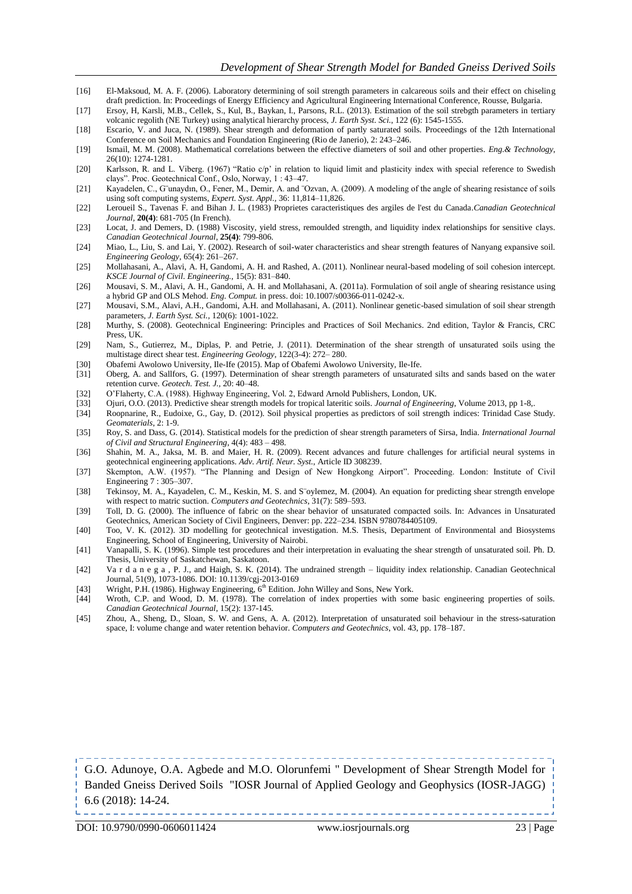[16] El-Maksoud, M. A. F. (2006). Laboratory determining of soil strength parameters in calcareous soils and their effect on chiseling draft prediction. In: Proceedings of Energy Efficiency and Agricultural Engineering International Conference, Rousse, Bulgaria.

[17] Ersoy, H, Karsli, M.B., Cellek, S., Kul, B., Baykan, I., Parsons, R.L. (2013). Estimation of the soil strebgth parameters in tertiary volcanic regolith (NE Turkey) using analytical hierarchy process, *J. Earth Syst. Sci.*, 122 (6): 1545-1555.

[18] Escario, V. and Juca, N. (1989). Shear strength and deformation of partly saturated soils. Proceedings of the 12th International Conference on Soil Mechanics and Foundation Engineering (Rio de Janerio), 2: 243–246.

[19] Ismail, M. M. (2008). Mathematical correlations between the effective diameters of soil and other properties. *Eng.& Technology*, 26(10): 1274-1281.

[20] Karlsson, R. and L. Viberg. (1967) "Ratio c/p' in relation to liquid limit and plasticity index with special reference to Swedish clays". Proc. Geotechnical Conf., Oslo, Norway, 1 : 43–47.

[21] Kayadelen, C., G¨unaydın, O., Fener, M., Demir, A. and ¨Ozvan, A. (2009). A modeling of the angle of shearing resistance of soils using soft computing systems, *Expert. Syst. Appl.*, 36: 11,814–11,826.

[22] Leroueil S., Tavenas F. and Bihan J. L. (1983) Proprietes caracteristiques des argiles de l'est du Canada.*Canadian Geotechnical Journal*, **20(4)**: 681-705 (In French).

[23] Locat, J. and Demers, D. (1988) Viscosity, yield stress, remoulded strength, and liquidity index relationships for sensitive clays. *Canadian Geotechnical Journal*, **25(4)**: 799-806.

[24] Miao, L., Liu, S. and Lai, Y. (2002). Research of soil-water characteristics and shear strength features of Nanyang expansive soil. *Engineering Geology*, 65(4): 261–267.

[25] Mollahasani, A., Alavi, A. H, Gandomi, A. H. and Rashed, A. (2011). Nonlinear neural-based modeling of soil cohesion intercept. *KSCE Journal of Civil. Engineering.*, 15(5): 831–840.

[26] Mousavi, S. M., Alavi, A. H., Gandomi, A. H. and Mollahasani, A. (2011a). Formulation of soil angle of shearing resistance using a hybrid GP and OLS Mehod. *Eng. Comput.* in press. doi: 10.1007/s00366-011-0242-x.

[27] Mousavi, S.M., Alavi, A.H., Gandomi, A.H. and Mollahasani, A. (2011). Nonlinear genetic-based simulation of soil shear strength parameters, *J. Earth Syst. Sci.*, 120(6): 1001-1022.

[28] Murthy, S. (2008). Geotechnical Engineering: Principles and Practices of Soil Mechanics. 2nd edition, Taylor & Francis, CRC Press, UK.

[29] Nam, S., Gutierrez, M., Diplas, P. and Petrie, J. (2011). Determination of the shear strength of unsaturated soils using the multistage direct shear test. *Engineering Geology*, 122(3-4): 272– 280.

[30] Obafemi Awolowo University, Ile-Ife (2015). Map of Obafemi Awolowo University, Ile-Ife.

[31] Oberg, A. and Sallfors, G. (1997). Determination of shear strength parameters of unsaturated silts and sands based on the water retention curve. *Geotech. Test. J.*, 20: 40–48.

[32] O'Flaherty, C.A. (1988). Highway Engineering, Vol. 2, Edward Arnold Publishers, London, UK.

[33] Ojuri, O.O. (2013). Predictive shear strength models for tropical lateritic soils. *Journal of Engineering*, Volume 2013, pp 1-8,.

[34] Roopnarine, R., Eudoixe, G., Gay, D. (2012). Soil physical properties as predictors of soil strength indices: Trinidad Case Study. *Geomaterials*, 2: 1-9.

[35] Roy, S. and Dass, G. (2014). Statistical models for the prediction of shear strength parameters of Sirsa, India. *International Journal of Civil and Structural Engineering*, 4(4): 483 – 498.

[36] Shahin, M. A., Jaksa, M. B. and Maier, H. R. (2009). Recent advances and future challenges for artificial neural systems in geotechnical engineering applications. *Adv. Artif. Neur. Syst.*, Article ID 308239.

[37] Skempton, A.W. (1957). "The Planning and Design of New Hongkong Airport". Proceeding. London: Institute of Civil Engineering 7 : 305–307.

[38] Tekinsoy, M. A., Kayadelen, C. M., Keskin, M. S. and S¨oylemez, M. (2004). An equation for predicting shear strength envelope with respect to matric suction. *Computers and Geotechnics*, 31(7): 589–593.

[39] Toll, D. G. (2000). The influence of fabric on the shear behavior of unsaturated compacted soils. In: Advances in Unsaturated Geotechnics, American Society of Civil Engineers, Denver: pp. 222–234. ISBN 9780784405109.

[40] Too, V. K. (2012). 3D modelling for geotechnical investigation. M.S. Thesis, Department of Environmental and Biosystems Engineering, School of Engineering, University of Nairobi.

[41] Vanapalli, S. K. (1996). Simple test procedures and their interpretation in evaluating the shear strength of unsaturated soil. Ph. D. Thesis, University of Saskatchewan, Saskatoon.

[42] V a r d a n e g a , P. J., and Haigh, S. K. (2014). The undrained strength – liquidity index relationship. Canadian Geotechnical Journal, 51(9), 1073-1086. DOI: 10.1139/cgj-2013-0169

[43] Wright, P.H. (1986). Highway Engineering, 6th Edition. John Willey and Sons, New York.

[44] Wroth, C.P. and Wood, D. M. (1978). The correlation of index properties with some basic engineering properties of soils. *Canadian Geotechnical Journal*, 15(2): 137-145.

[45] Zhou, A., Sheng, D., Sloan, S. W. and Gens, A. A. (2012). Interpretation of unsaturated soil behaviour in the stress-saturation space, I: volume change and water retention behavior. *Computers and Geotechnics*, vol. 43, pp. 178–187.

G.O. Adunoye, O.A. Agbede and M.O. Olorunfemi " Development of Shear Strength Model for Banded Gneiss Derived Soils "IOSR Journal of Applied Geology and Geophysics (IOSR-JAGG) 6.6 (2018): 14-24.